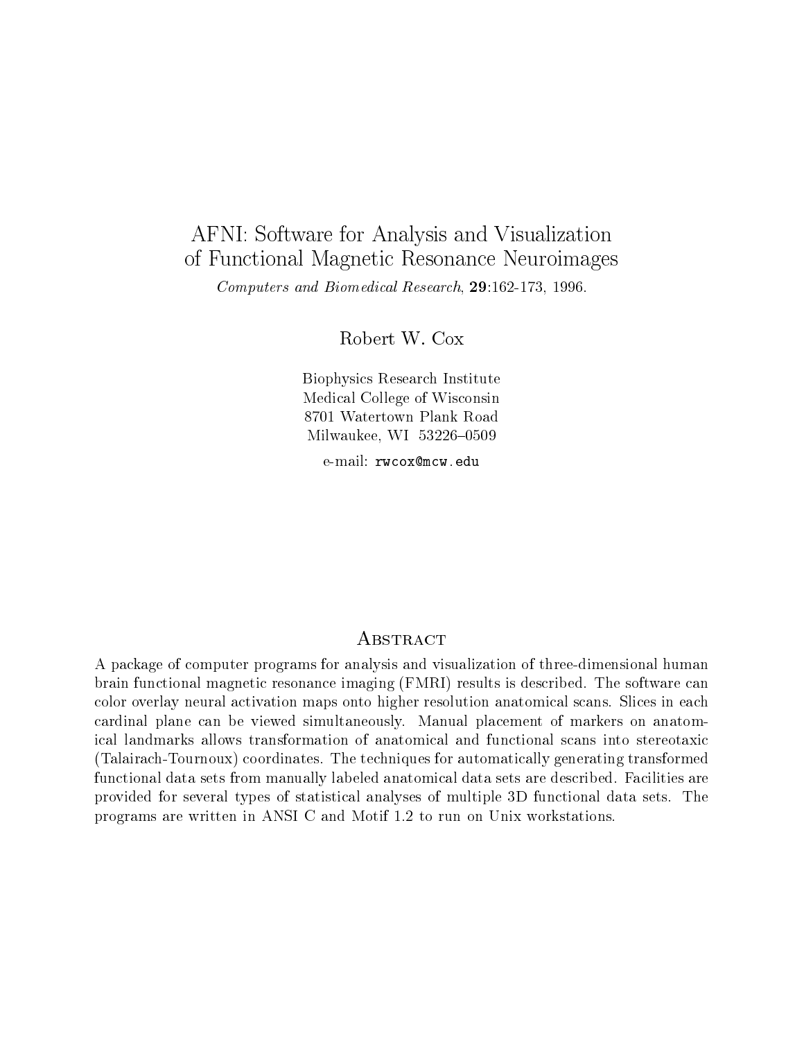# AFNI: Software for Analysis and Visualization of Functional Magnetic Resonance Neuroimages

*Computers and Biomedical Research*, **29**:162-173, 1996.

Robert W. Cox

Biophysics Research Institute
Medical College of Wisconsin
8701 Watertown Plank Road
Milwaukee, WI 53226–0509

e-mail: `rwcox@mcw.edu`

## Abstract

A package of computer programs for analysis and visualization of three-dimensional human brain functional magnetic resonance imaging (FMRI) results is described. The software can color overlay neural activation maps onto higher resolution anatomical scans. Slices in each cardinal plane can be viewed simultaneously. Manual placement of markers on anatomical landmarks allows transformation of anatomical and functional scans into stereotaxic (Talairach-Tournoux) coordinates. The techniques for automatically generating transformed functional data sets from manually labeled anatomical data sets are described. Facilities are provided for several types of statistical analyses of multiple 3D functional data sets. The programs are written in ANSI C and Motif 1.2 to run on Unix workstations.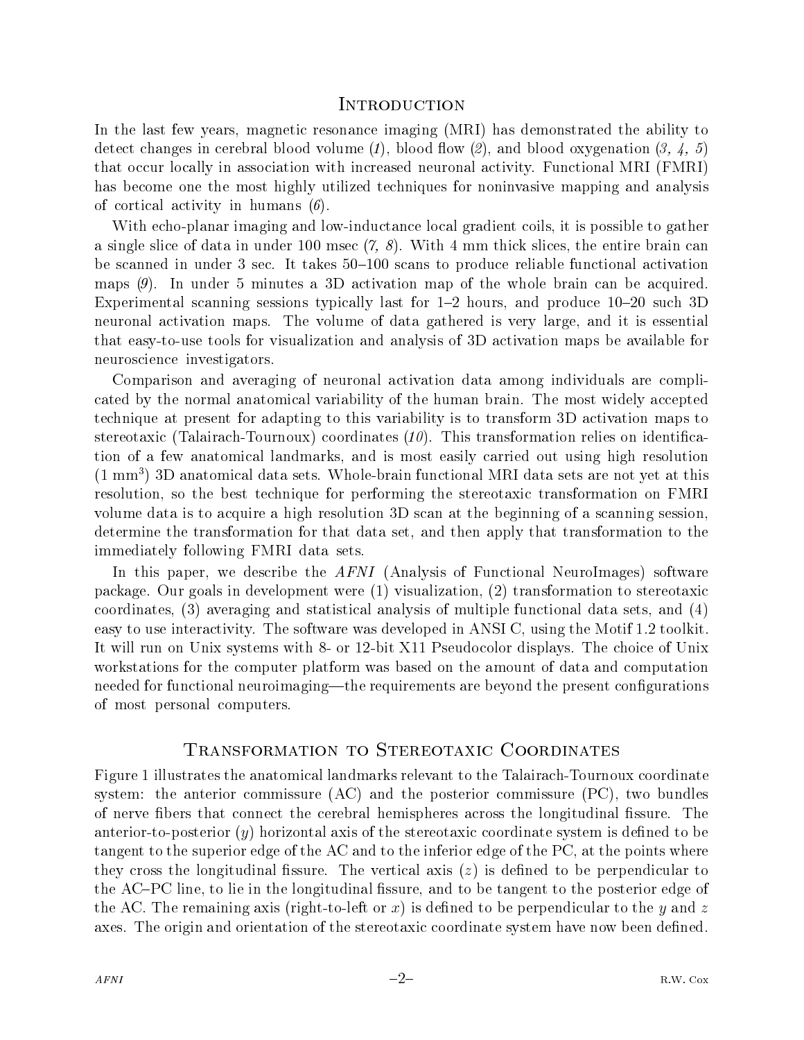## Introduction

In the last few years, magnetic resonance imaging (MRI) has demonstrated the ability to detect changes in cerebral blood volume (*1*), blood flow (*2*), and blood oxygenation (*3, 4, 5*) that occur locally in association with increased neuronal activity. Functional MRI (FMRI) has become one the most highly utilized techniques for noninvasive mapping and analysis of cortical activity in humans (*6*).

With echo-planar imaging and low-inductance local gradient coils, it is possible to gather a single slice of data in under 100 msec (*7, 8*). With 4 mm thick slices, the entire brain can be scanned in under 3 sec. It takes 50–100 scans to produce reliable functional activation maps (*9*). In under 5 minutes a 3D activation map of the whole brain can be acquired. Experimental scanning sessions typically last for 1–2 hours, and produce 10–20 such 3D neuronal activation maps. The volume of data gathered is very large, and it is essential that easy-to-use tools for visualization and analysis of 3D activation maps be available for neuroscience investigators.

Comparison and averaging of neuronal activation data among individuals are complicated by the normal anatomical variability of the human brain. The most widely accepted technique at present for adapting to this variability is to transform 3D activation maps to stereotaxic (Talairach-Tournoux) coordinates (*10*). This transformation relies on identification of a few anatomical landmarks, and is most easily carried out using high resolution (1 mm$^3$) 3D anatomical data sets. Whole-brain functional MRI data sets are not yet at this resolution, so the best technique for performing the stereotaxic transformation on FMRI volume data is to acquire a high resolution 3D scan at the beginning of a scanning session, determine the transformation for that data set, and then apply that transformation to the immediately following FMRI data sets.

In this paper, we describe the *AFNI* (Analysis of Functional NeuroImages) software package. Our goals in development were (1) visualization, (2) transformation to stereotaxic coordinates, (3) averaging and statistical analysis of multiple functional data sets, and (4) easy to use interactivity. The software was developed in ANSI C, using the Motif 1.2 toolkit. It will run on Unix systems with 8- or 12-bit X11 Pseudocolor displays. The choice of Unix workstations for the computer platform was based on the amount of data and computation needed for functional neuroimaging—the requirements are beyond the present configurations of most personal computers.

## Transformation to Stereotaxic Coordinates

Figure 1 illustrates the anatomical landmarks relevant to the Talairach-Tournoux coordinate system: the anterior commissure (AC) and the posterior commissure (PC), two bundles of nerve fibers that connect the cerebral hemispheres across the longitudinal fissure. The anterior-to-posterior ($y$) horizontal axis of the stereotaxic coordinate system is defined to be tangent to the superior edge of the AC and to the inferior edge of the PC, at the points where they cross the longitudinal fissure. The vertical axis ($z$) is defined to be perpendicular to the AC–PC line, to lie in the longitudinal fissure, and to be tangent to the posterior edge of the AC. The remaining axis (right-to-left or $x$) is defined to be perpendicular to the $y$ and $z$ axes. The origin and orientation of the stereotaxic coordinate system have now been defined.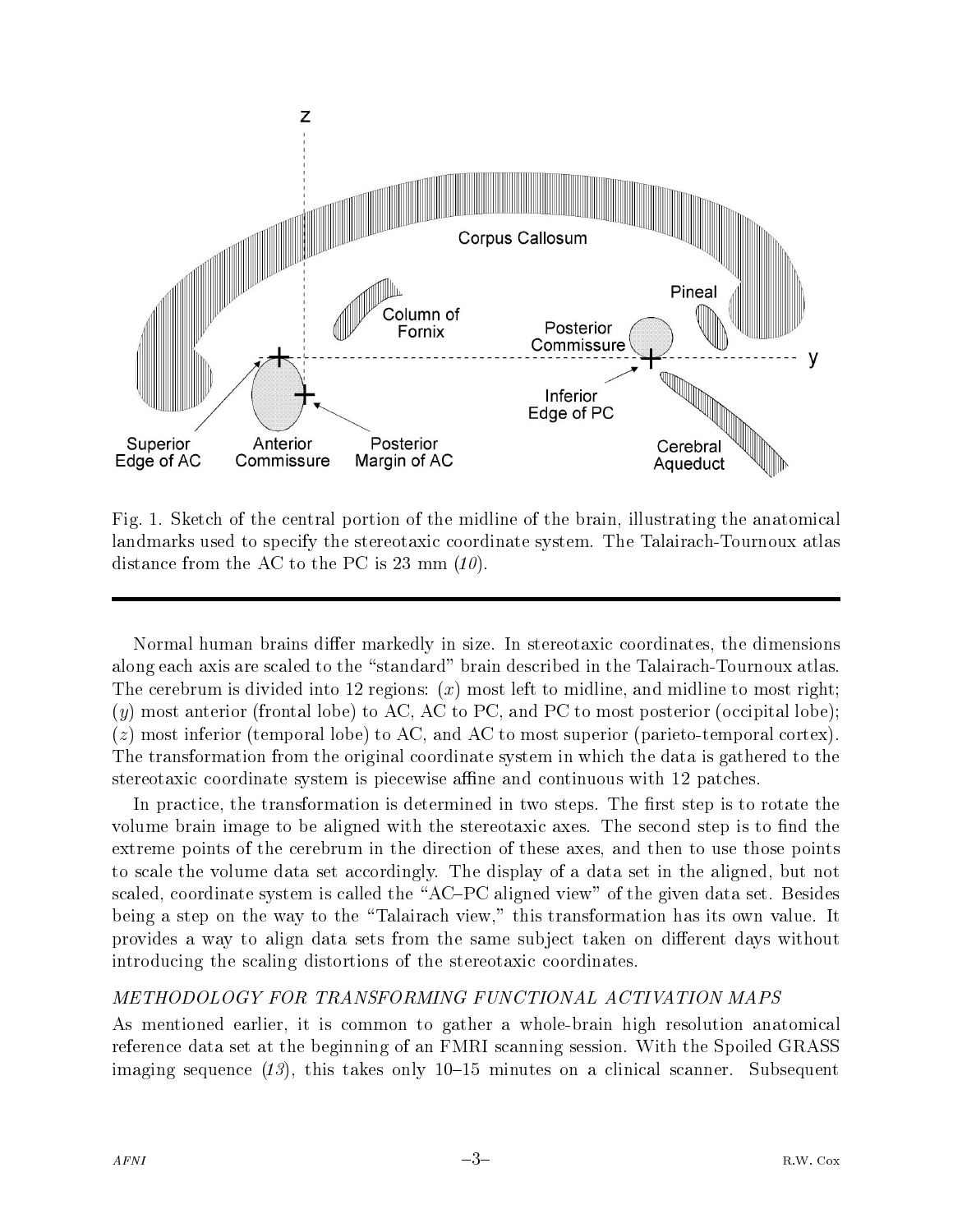z

Corpus Callosum

Pineal

Column of Fornix

Posterior Commissure

y

Inferior Edge of PC

Superior Edge of AC

Anterior Commissure

Posterior Margin of AC

Cerebral Aqueduct

Fig. 1. Sketch of the central portion of the midline of the brain, illustrating the anatomical landmarks used to specify the stereotaxic coordinate system. The Talairach-Tournoux atlas distance from the AC to the PC is 23 mm (*10*).

---

Normal human brains differ markedly in size. In stereotaxic coordinates, the dimensions along each axis are scaled to the "standard" brain described in the Talairach-Tournoux atlas. The cerebrum is divided into 12 regions: ($x$) most left to midline, and midline to most right; ($y$) most anterior (frontal lobe) to AC, AC to PC, and PC to most posterior (occipital lobe); ($z$) most inferior (temporal lobe) to AC, and AC to most superior (parieto-temporal cortex). The transformation from the original coordinate system in which the data is gathered to the stereotaxic coordinate system is piecewise affine and continuous with 12 patches.

In practice, the transformation is determined in two steps. The first step is to rotate the volume brain image to be aligned with the stereotaxic axes. The second step is to find the extreme points of the cerebrum in the direction of these axes, and then to use those points to scale the volume data set accordingly. The display of a data set in the aligned, but not scaled, coordinate system is called the "AC–PC aligned view" of the given data set. Besides being a step on the way to the "Talairach view," this transformation has its own value. It provides a way to align data sets from the same subject taken on different days without introducing the scaling distortions of the stereotaxic coordinates.

### *METHODOLOGY FOR TRANSFORMING FUNCTIONAL ACTIVATION MAPS*

As mentioned earlier, it is common to gather a whole-brain high resolution anatomical reference data set at the beginning of an FMRI scanning session. With the Spoiled GRASS imaging sequence (*13*), this takes only 10–15 minutes on a clinical scanner. Subsequent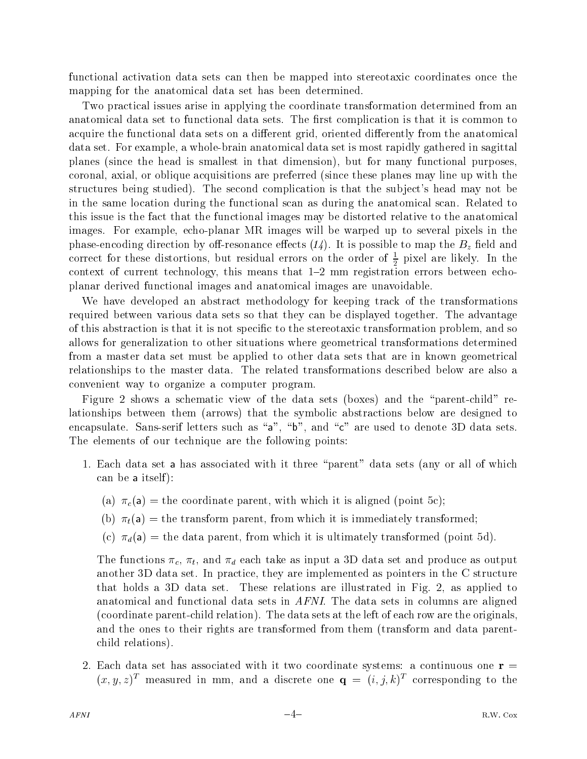functional activation data sets can then be mapped into stereotaxic coordinates once the mapping for the anatomical data set has been determined.

Two practical issues arise in applying the coordinate transformation determined from an anatomical data set to functional data sets. The first complication is that it is common to acquire the functional data sets on a different grid, oriented differently from the anatomical data set. For example, a whole-brain anatomical data set is most rapidly gathered in sagittal planes (since the head is smallest in that dimension), but for many functional purposes, coronal, axial, or oblique acquisitions are preferred (since these planes may line up with the structures being studied). The second complication is that the subject's head may not be in the same location during the functional scan as during the anatomical scan. Related to this issue is the fact that the functional images may be distorted relative to the anatomical images. For example, echo-planar MR images will be warped up to several pixels in the phase-encoding direction by off-resonance effects (*14*). It is possible to map the $B_z$ field and correct for these distortions, but residual errors on the order of $\frac{1}{2}$ pixel are likely. In the context of current technology, this means that 1–2 mm registration errors between echo-planar derived functional images and anatomical images are unavoidable.

We have developed an abstract methodology for keeping track of the transformations required between various data sets so that they can be displayed together. The advantage of this abstraction is that it is not specific to the stereotaxic transformation problem, and so allows for generalization to other situations where geometrical transformations determined from a master data set must be applied to other data sets that are in known geometrical relationships to the master data. The related transformations described below are also a convenient way to organize a computer program.

Figure 2 shows a schematic view of the data sets (boxes) and the "parent-child" relationships between them (arrows) that the symbolic abstractions below are designed to encapsulate. Sans-serif letters such as "a", "b", and "c" are used to denote 3D data sets. The elements of our technique are the following points:

1. Each data set a has associated with it three "parent" data sets (any or all of which can be a itself):

   (a) $\pi_c(\mathsf{a})$ = the coordinate parent, with which it is aligned (point 5c);

   (b) $\pi_t(\mathsf{a})$ = the transform parent, from which it is immediately transformed;

   (c) $\pi_d(\mathsf{a})$ = the data parent, from which it is ultimately transformed (point 5d).

   The functions $\pi_c$, $\pi_t$, and $\pi_d$ each take as input a 3D data set and produce as output another 3D data set. In practice, they are implemented as pointers in the C structure that holds a 3D data set. These relations are illustrated in Fig. 2, as applied to anatomical and functional data sets in *AFNI*. The data sets in columns are aligned (coordinate parent-child relation). The data sets at the left of each row are the originals, and the ones to their rights are transformed from them (transform and data parent-child relations).

2. Each data set has associated with it two coordinate systems: a continuous one $\mathbf{r} = (x, y, z)^T$ measured in mm, and a discrete one $\mathbf{q} = (i, j, k)^T$ corresponding to the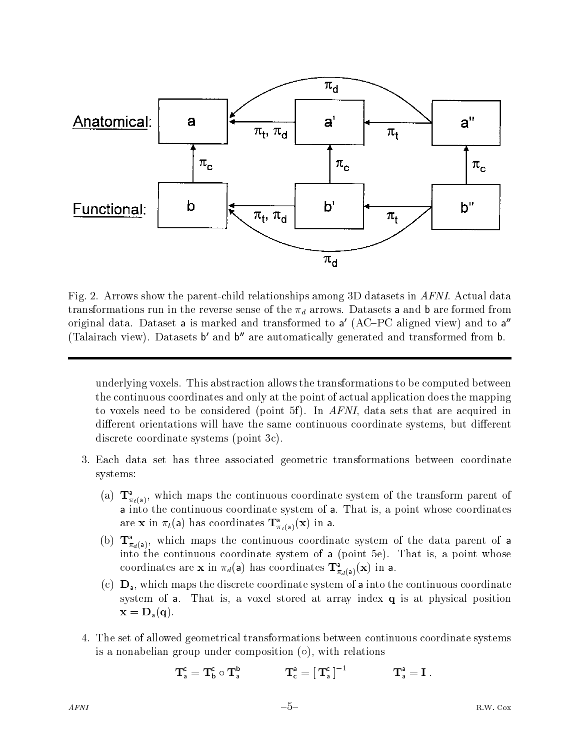Anatomical:

Functional:

a

a'

a"

b

b'

b"

$\pi_d$

$\pi_t$, $\pi_d$

$\pi_t$

$\pi_c$

$\pi_c$

$\pi_c$

$\pi_t$, $\pi_d$

$\pi_t$

$\pi_d$

Fig. 2. Arrows show the parent-child relationships among 3D datasets in *AFNI*. Actual data transformations run in the reverse sense of the $\pi_d$ arrows. Datasets $\mathsf{a}$ and $\mathsf{b}$ are formed from original data. Dataset $\mathsf{a}$ is marked and transformed to $\mathsf{a}'$ (AC–PC aligned view) and to $\mathsf{a}''$ (Talairach view). Datasets $\mathsf{b}'$ and $\mathsf{b}''$ are automatically generated and transformed from $\mathsf{b}$.

---

underlying voxels. This abstraction allows the transformations to be computed between the continuous coordinates and only at the point of actual application does the mapping to voxels need to be considered (point 5f). In *AFNI*, data sets that are acquired in different orientations will have the same continuous coordinate systems, but different discrete coordinate systems (point 3c).

3. Each data set has three associated geometric transformations between coordinate systems:

   (a) $\mathbf{T}^{\mathsf{a}}_{\pi_t(\mathsf{a})}$, which maps the continuous coordinate system of the transform parent of $\mathsf{a}$ into the continuous coordinate system of $\mathsf{a}$. That is, a point whose coordinates are $\mathbf{x}$ in $\pi_t(\mathsf{a})$ has coordinates $\mathbf{T}^{\mathsf{a}}_{\pi_t(\mathsf{a})}(\mathbf{x})$ in $\mathsf{a}$.

   (b) $\mathbf{T}^{\mathsf{a}}_{\pi_d(\mathsf{a})}$, which maps the continuous coordinate system of the data parent of $\mathsf{a}$ into the continuous coordinate system of $\mathsf{a}$ (point 5e). That is, a point whose coordinates are $\mathbf{x}$ in $\pi_d(\mathsf{a})$ has coordinates $\mathbf{T}^{\mathsf{a}}_{\pi_d(\mathsf{a})}(\mathbf{x})$ in $\mathsf{a}$.

   (c) $\mathbf{D}_{\mathsf{a}}$, which maps the discrete coordinate system of $\mathsf{a}$ into the continuous coordinate system of $\mathsf{a}$. That is, a voxel stored at array index $\mathbf{q}$ is at physical position $\mathbf{x} = \mathbf{D}_{\mathsf{a}}(\mathbf{q})$.

4. The set of allowed geometrical transformations between continuous coordinate systems is a nonabelian group under composition ($\circ$), with relations

$$\mathbf{T}^{\mathsf{c}}_{\mathsf{a}} = \mathbf{T}^{\mathsf{c}}_{\mathsf{b}} \circ \mathbf{T}^{\mathsf{b}}_{\mathsf{a}} \qquad \mathbf{T}^{\mathsf{a}}_{\mathsf{c}} = [\,\mathbf{T}^{\mathsf{c}}_{\mathsf{a}}\,]^{-1} \qquad \mathbf{T}^{\mathsf{a}}_{\mathsf{a}} = \mathbf{I}\,.$$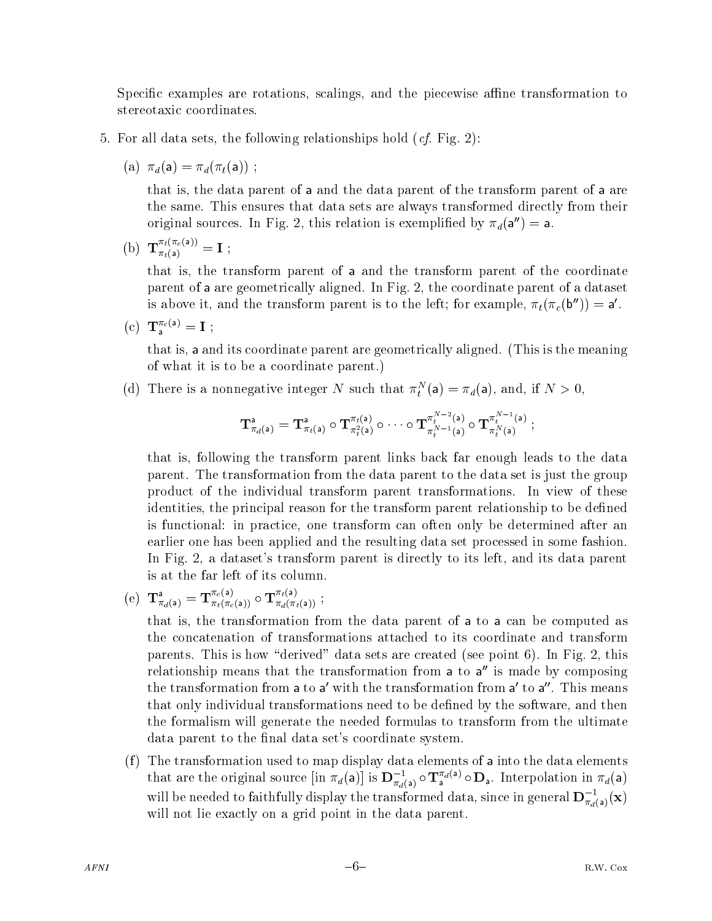Specific examples are rotations, scalings, and the piecewise affine transformation to stereotaxic coordinates.

5. For all data sets, the following relationships hold (*cf.* Fig. 2):

   (a) $\pi_d(\mathsf{a}) = \pi_d(\pi_t(\mathsf{a}))$ ;

   that is, the data parent of a and the data parent of the transform parent of a are the same. This ensures that data sets are always transformed directly from their original sources. In Fig. 2, this relation is exemplified by $\pi_d(\mathsf{a}'') = \mathsf{a}$.

   (b) $\mathbf{T}_{\pi_t(\mathsf{a})}^{\pi_t(\pi_c(\mathsf{a}))} = \mathbf{I}$ ;

   that is, the transform parent of a and the transform parent of the coordinate parent of a are geometrically aligned. In Fig. 2, the coordinate parent of a dataset is above it, and the transform parent is to the left; for example, $\pi_t(\pi_c(\mathsf{b}'')) = \mathsf{a}'$.

   (c) $\mathbf{T}_{\mathsf{a}}^{\pi_c(\mathsf{a})} = \mathbf{I}$ ;

   that is, a and its coordinate parent are geometrically aligned. (This is the meaning of what it is to be a coordinate parent.)

   (d) There is a nonnegative integer $N$ such that $\pi_t^N(\mathsf{a}) = \pi_d(\mathsf{a})$, and, if $N > 0$,

   $$\mathbf{T}_{\pi_d(\mathsf{a})}^{\mathsf{a}} = \mathbf{T}_{\pi_t(\mathsf{a})}^{\mathsf{a}} \circ \mathbf{T}_{\pi_t^2(\mathsf{a})}^{\pi_t(\mathsf{a})} \circ \cdots \circ \mathbf{T}_{\pi_t^{N-1}(\mathsf{a})}^{\pi_t^{N-2}(\mathsf{a})} \circ \mathbf{T}_{\pi_t^N(\mathsf{a})}^{\pi_t^{N-1}(\mathsf{a})} ;$$

   that is, following the transform parent links back far enough leads to the data parent. The transformation from the data parent to the data set is just the group product of the individual transform parent transformations. In view of these identities, the principal reason for the transform parent relationship to be defined is functional: in practice, one transform can often only be determined after an earlier one has been applied and the resulting data set processed in some fashion. In Fig. 2, a dataset's transform parent is directly to its left, and its data parent is at the far left of its column.

   (e) $\mathbf{T}_{\pi_d(\mathsf{a})}^{\mathsf{a}} = \mathbf{T}_{\pi_t(\pi_c(\mathsf{a}))}^{\pi_c(\mathsf{a})} \circ \mathbf{T}_{\pi_d(\pi_t(\mathsf{a}))}^{\pi_t(\mathsf{a})}$ ;

   that is, the transformation from the data parent of a to a can be computed as the concatenation of transformations attached to its coordinate and transform parents. This is how "derived" data sets are created (see point 6). In Fig. 2, this relationship means that the transformation from a to a″ is made by composing the transformation from a to a′ with the transformation from a′ to a″. This means that only individual transformations need to be defined by the software, and then the formalism will generate the needed formulas to transform from the ultimate data parent to the final data set's coordinate system.

   (f) The transformation used to map display data elements of a into the data elements that are the original source [in $\pi_d(\mathsf{a})$] is $\mathbf{D}_{\pi_d(\mathsf{a})}^{-1} \circ \mathbf{T}_{\mathsf{a}}^{\pi_d(\mathsf{a})} \circ \mathbf{D}_{\mathsf{a}}$. Interpolation in $\pi_d(\mathsf{a})$ will be needed to faithfully display the transformed data, since in general $\mathbf{D}_{\pi_d(\mathsf{a})}^{-1}(\mathbf{x})$ will not lie exactly on a grid point in the data parent.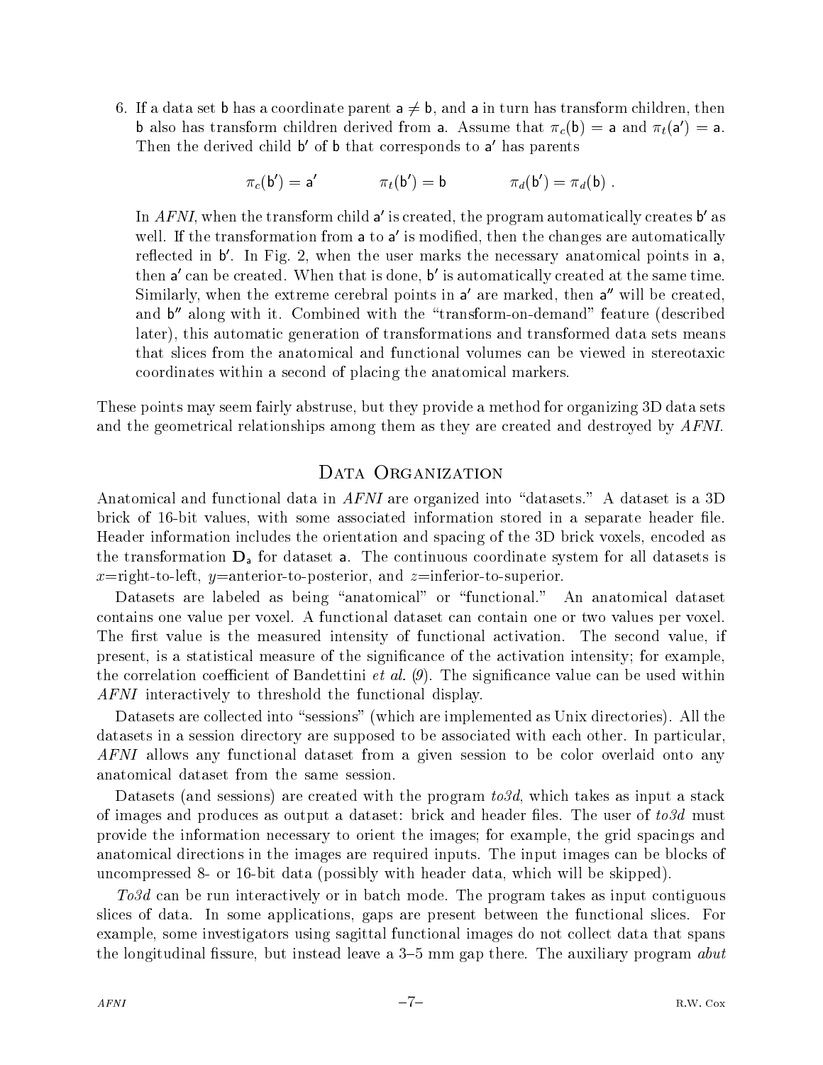6. If a data set $\mathsf{b}$ has a coordinate parent $\mathsf{a} \neq \mathsf{b}$, and $\mathsf{a}$ in turn has transform children, then $\mathsf{b}$ also has transform children derived from $\mathsf{a}$. Assume that $\pi_c(\mathsf{b}) = \mathsf{a}$ and $\pi_t(\mathsf{a}') = \mathsf{a}$. Then the derived child $\mathsf{b}'$ of $\mathsf{b}$ that corresponds to $\mathsf{a}'$ has parents

$$\pi_c(\mathsf{b}') = \mathsf{a}' \qquad \pi_t(\mathsf{b}') = \mathsf{b} \qquad \pi_d(\mathsf{b}') = \pi_d(\mathsf{b}) \; .$$

In *AFNI*, when the transform child $\mathsf{a}'$ is created, the program automatically creates $\mathsf{b}'$ as well. If the transformation from $\mathsf{a}$ to $\mathsf{a}'$ is modified, then the changes are automatically reflected in $\mathsf{b}'$. In Fig. 2, when the user marks the necessary anatomical points in $\mathsf{a}$, then $\mathsf{a}'$ can be created. When that is done, $\mathsf{b}'$ is automatically created at the same time. Similarly, when the extreme cerebral points in $\mathsf{a}'$ are marked, then $\mathsf{a}''$ will be created, and $\mathsf{b}''$ along with it. Combined with the "transform-on-demand" feature (described later), this automatic generation of transformations and transformed data sets means that slices from the anatomical and functional volumes can be viewed in stereotaxic coordinates within a second of placing the anatomical markers.

These points may seem fairly abstruse, but they provide a method for organizing 3D data sets and the geometrical relationships among them as they are created and destroyed by *AFNI*.

## Data Organization

Anatomical and functional data in *AFNI* are organized into "datasets." A dataset is a 3D brick of 16-bit values, with some associated information stored in a separate header file. Header information includes the orientation and spacing of the 3D brick voxels, encoded as the transformation $\mathbf{D}_{\mathsf{a}}$ for dataset $\mathsf{a}$. The continuous coordinate system for all datasets is $x$=right-to-left, $y$=anterior-to-posterior, and $z$=inferior-to-superior.

Datasets are labeled as being "anatomical" or "functional." An anatomical dataset contains one value per voxel. A functional dataset can contain one or two values per voxel. The first value is the measured intensity of functional activation. The second value, if present, is a statistical measure of the significance of the activation intensity; for example, the correlation coefficient of Bandettini *et al.* (*9*). The significance value can be used within *AFNI* interactively to threshold the functional display.

Datasets are collected into "sessions" (which are implemented as Unix directories). All the datasets in a session directory are supposed to be associated with each other. In particular, *AFNI* allows any functional dataset from a given session to be color overlaid onto any anatomical dataset from the same session.

Datasets (and sessions) are created with the program *to3d*, which takes as input a stack of images and produces as output a dataset: brick and header files. The user of *to3d* must provide the information necessary to orient the images; for example, the grid spacings and anatomical directions in the images are required inputs. The input images can be blocks of uncompressed 8- or 16-bit data (possibly with header data, which will be skipped).

*To3d* can be run interactively or in batch mode. The program takes as input contiguous slices of data. In some applications, gaps are present between the functional slices. For example, some investigators using sagittal functional images do not collect data that spans the longitudinal fissure, but instead leave a 3–5 mm gap there. The auxiliary program *abut*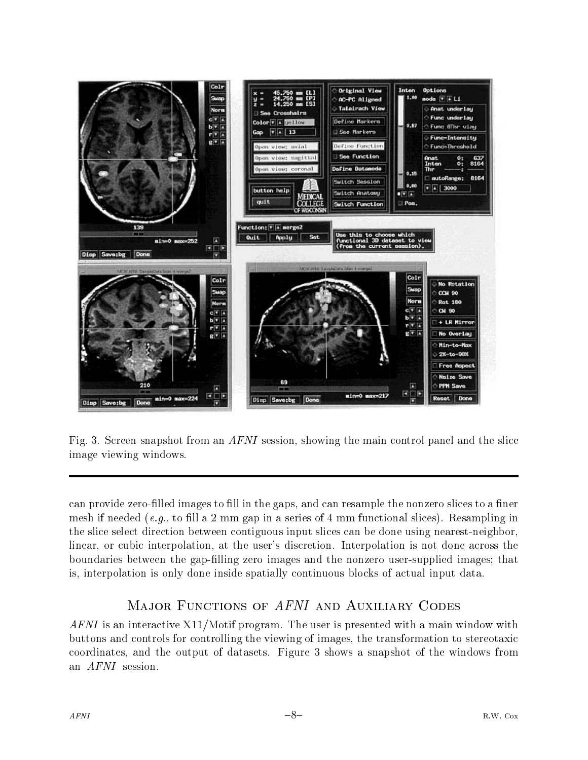Fig. 3. Screen snapshot from an *AFNI* session, showing the main control panel and the slice image viewing windows.

---

can provide zero-filled images to fill in the gaps, and can resample the nonzero slices to a finer mesh if needed (*e.g.*, to fill a 2 mm gap in a series of 4 mm functional slices). Resampling in the slice select direction between contiguous input slices can be done using nearest-neighbor, linear, or cubic interpolation, at the user's discretion. Interpolation is not done across the boundaries between the gap-filling zero images and the nonzero user-supplied images; that is, interpolation is only done inside spatially continuous blocks of actual input data.

## Major Functions of *AFNI* and Auxiliary Codes

*AFNI* is an interactive X11/Motif program. The user is presented with a main window with buttons and controls for controlling the viewing of images, the transformation to stereotaxic coordinates, and the output of datasets. Figure 3 shows a snapshot of the windows from an *AFNI* session.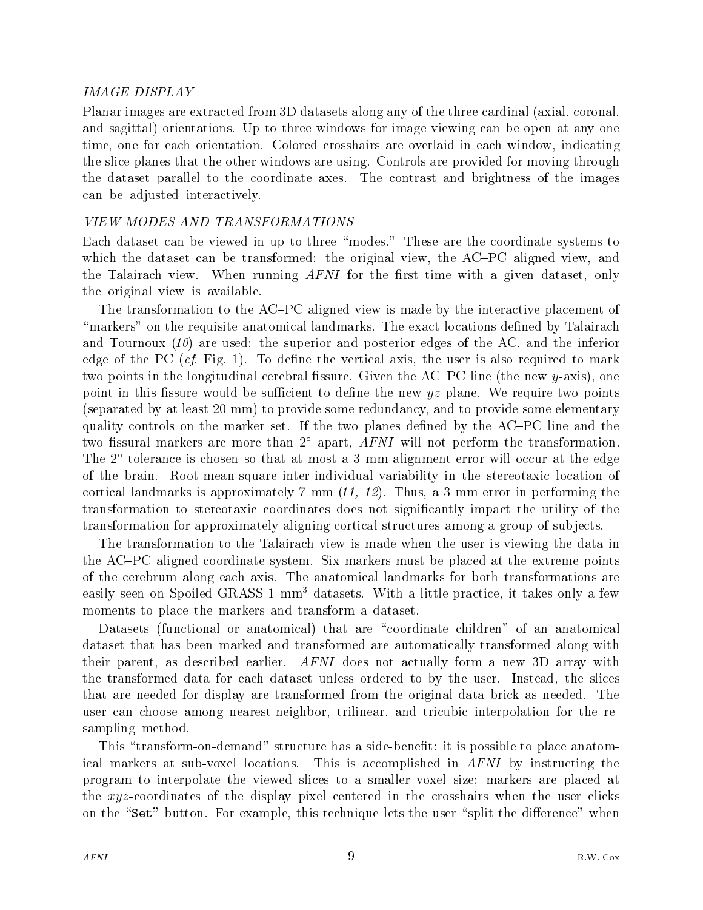*IMAGE DISPLAY*

Planar images are extracted from 3D datasets along any of the three cardinal (axial, coronal, and sagittal) orientations. Up to three windows for image viewing can be open at any one time, one for each orientation. Colored crosshairs are overlaid in each window, indicating the slice planes that the other windows are using. Controls are provided for moving through the dataset parallel to the coordinate axes. The contrast and brightness of the images can be adjusted interactively.

*VIEW MODES AND TRANSFORMATIONS*

Each dataset can be viewed in up to three "modes." These are the coordinate systems to which the dataset can be transformed: the original view, the AC–PC aligned view, and the Talairach view. When running *AFNI* for the first time with a given dataset, only the original view is available.

The transformation to the AC–PC aligned view is made by the interactive placement of "markers" on the requisite anatomical landmarks. The exact locations defined by Talairach and Tournoux (*10*) are used: the superior and posterior edges of the AC, and the inferior edge of the PC (*cf.* Fig. 1). To define the vertical axis, the user is also required to mark two points in the longitudinal cerebral fissure. Given the AC–PC line (the new $y$-axis), one point in this fissure would be sufficient to define the new $yz$ plane. We require two points (separated by at least 20 mm) to provide some redundancy, and to provide some elementary quality controls on the marker set. If the two planes defined by the AC–PC line and the two fissural markers are more than $2^\circ$ apart, *AFNI* will not perform the transformation. The $2^\circ$ tolerance is chosen so that at most a 3 mm alignment error will occur at the edge of the brain. Root-mean-square inter-individual variability in the stereotaxic location of cortical landmarks is approximately 7 mm (*11, 12*). Thus, a 3 mm error in performing the transformation to stereotaxic coordinates does not significantly impact the utility of the transformation for approximately aligning cortical structures among a group of subjects.

The transformation to the Talairach view is made when the user is viewing the data in the AC–PC aligned coordinate system. Six markers must be placed at the extreme points of the cerebrum along each axis. The anatomical landmarks for both transformations are easily seen on Spoiled GRASS 1 $mm^3$ datasets. With a little practice, it takes only a few moments to place the markers and transform a dataset.

Datasets (functional or anatomical) that are "coordinate children" of an anatomical dataset that has been marked and transformed are automatically transformed along with their parent, as described earlier. *AFNI* does not actually form a new 3D array with the transformed data for each dataset unless ordered to by the user. Instead, the slices that are needed for display are transformed from the original data brick as needed. The user can choose among nearest-neighbor, trilinear, and tricubic interpolation for the resampling method.

This "transform-on-demand" structure has a side-benefit: it is possible to place anatomical markers at sub-voxel locations. This is accomplished in *AFNI* by instructing the program to interpolate the viewed slices to a smaller voxel size; markers are placed at the $xyz$-coordinates of the display pixel centered in the crosshairs when the user clicks on the "`Set`" button. For example, this technique lets the user "split the difference" when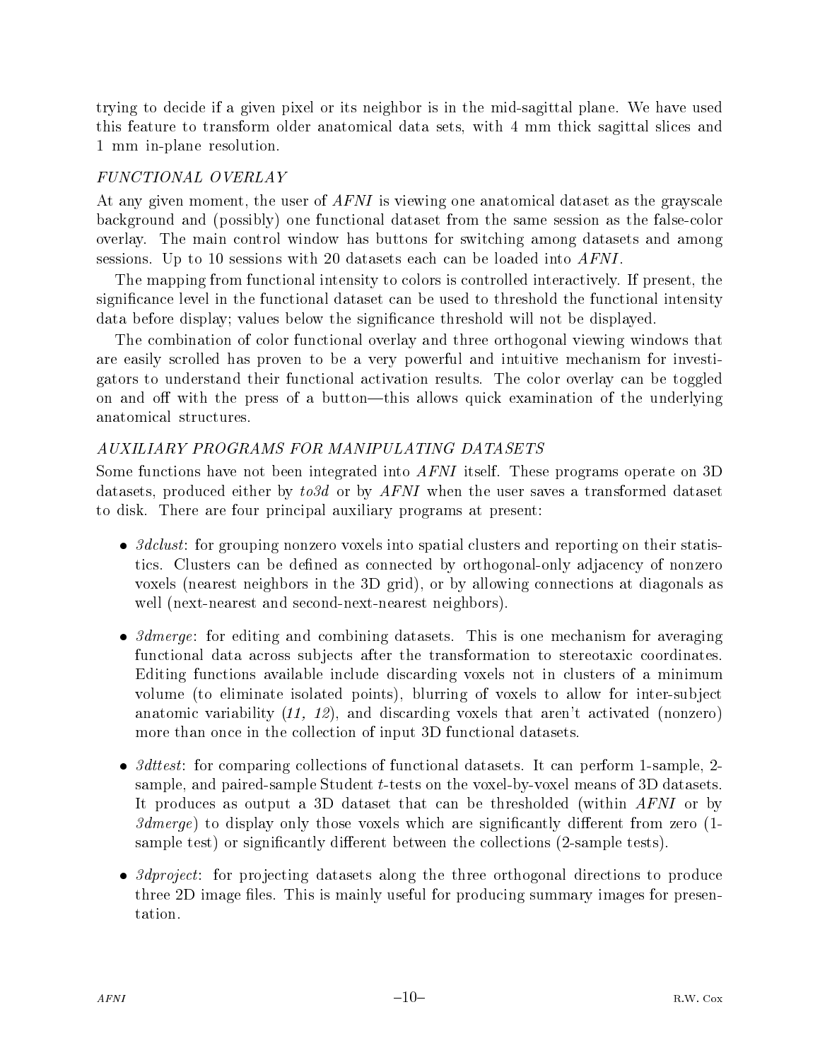trying to decide if a given pixel or its neighbor is in the mid-sagittal plane. We have used this feature to transform older anatomical data sets, with 4 mm thick sagittal slices and 1 mm in-plane resolution.

### *FUNCTIONAL OVERLAY*

At any given moment, the user of *AFNI* is viewing one anatomical dataset as the grayscale background and (possibly) one functional dataset from the same session as the false-color overlay. The main control window has buttons for switching among datasets and among sessions. Up to 10 sessions with 20 datasets each can be loaded into *AFNI*.

The mapping from functional intensity to colors is controlled interactively. If present, the significance level in the functional dataset can be used to threshold the functional intensity data before display; values below the significance threshold will not be displayed.

The combination of color functional overlay and three orthogonal viewing windows that are easily scrolled has proven to be a very powerful and intuitive mechanism for investigators to understand their functional activation results. The color overlay can be toggled on and off with the press of a button—this allows quick examination of the underlying anatomical structures.

### *AUXILIARY PROGRAMS FOR MANIPULATING DATASETS*

Some functions have not been integrated into *AFNI* itself. These programs operate on 3D datasets, produced either by *to3d* or by *AFNI* when the user saves a transformed dataset to disk. There are four principal auxiliary programs at present:

- *3dclust*: for grouping nonzero voxels into spatial clusters and reporting on their statistics. Clusters can be defined as connected by orthogonal-only adjacency of nonzero voxels (nearest neighbors in the 3D grid), or by allowing connections at diagonals as well (next-nearest and second-next-nearest neighbors).

- *3dmerge*: for editing and combining datasets. This is one mechanism for averaging functional data across subjects after the transformation to stereotaxic coordinates. Editing functions available include discarding voxels not in clusters of a minimum volume (to eliminate isolated points), blurring of voxels to allow for inter-subject anatomic variability (*11, 12*), and discarding voxels that aren't activated (nonzero) more than once in the collection of input 3D functional datasets.

- *3dttest*: for comparing collections of functional datasets. It can perform 1-sample, 2-sample, and paired-sample Student $t$-tests on the voxel-by-voxel means of 3D datasets. It produces as output a 3D dataset that can be thresholded (within *AFNI* or by *3dmerge*) to display only those voxels which are significantly different from zero (1-sample test) or significantly different between the collections (2-sample tests).

- *3dproject*: for projecting datasets along the three orthogonal directions to produce three 2D image files. This is mainly useful for producing summary images for presentation.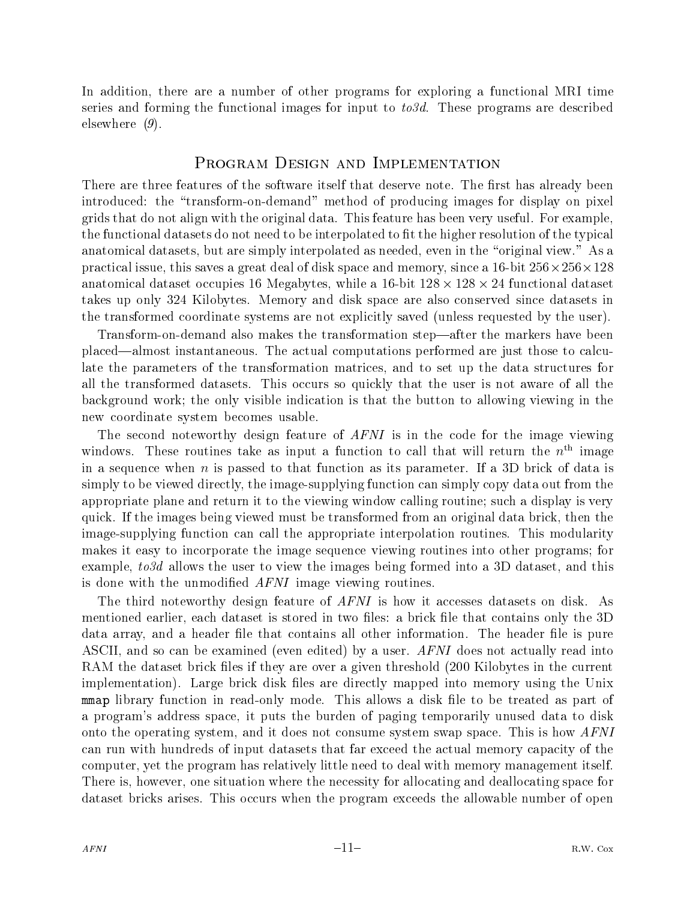In addition, there are a number of other programs for exploring a functional MRI time series and forming the functional images for input to *to3d*. These programs are described elsewhere (*9*).

## Program Design and Implementation

There are three features of the software itself that deserve note. The first has already been introduced: the "transform-on-demand" method of producing images for display on pixel grids that do not align with the original data. This feature has been very useful. For example, the functional datasets do not need to be interpolated to fit the higher resolution of the typical anatomical datasets, but are simply interpolated as needed, even in the "original view." As a practical issue, this saves a great deal of disk space and memory, since a 16-bit $256 \times 256 \times 128$ anatomical dataset occupies 16 Megabytes, while a 16-bit $128 \times 128 \times 24$ functional dataset takes up only 324 Kilobytes. Memory and disk space are also conserved since datasets in the transformed coordinate systems are not explicitly saved (unless requested by the user).

Transform-on-demand also makes the transformation step—after the markers have been placed—almost instantaneous. The actual computations performed are just those to calculate the parameters of the transformation matrices, and to set up the data structures for all the transformed datasets. This occurs so quickly that the user is not aware of all the background work; the only visible indication is that the button to allowing viewing in the new coordinate system becomes usable.

The second noteworthy design feature of *AFNI* is in the code for the image viewing windows. These routines take as input a function to call that will return the $n^{\text{th}}$ image in a sequence when $n$ is passed to that function as its parameter. If a 3D brick of data is simply to be viewed directly, the image-supplying function can simply copy data out from the appropriate plane and return it to the viewing window calling routine; such a display is very quick. If the images being viewed must be transformed from an original data brick, then the image-supplying function can call the appropriate interpolation routines. This modularity makes it easy to incorporate the image sequence viewing routines into other programs; for example, *to3d* allows the user to view the images being formed into a 3D dataset, and this is done with the unmodified *AFNI* image viewing routines.

The third noteworthy design feature of *AFNI* is how it accesses datasets on disk. As mentioned earlier, each dataset is stored in two files: a brick file that contains only the 3D data array, and a header file that contains all other information. The header file is pure ASCII, and so can be examined (even edited) by a user. *AFNI* does not actually read into RAM the dataset brick files if they are over a given threshold (200 Kilobytes in the current implementation). Large brick disk files are directly mapped into memory using the Unix `mmap` library function in read-only mode. This allows a disk file to be treated as part of a program's address space, it puts the burden of paging temporarily unused data to disk onto the operating system, and it does not consume system swap space. This is how *AFNI* can run with hundreds of input datasets that far exceed the actual memory capacity of the computer, yet the program has relatively little need to deal with memory management itself. There is, however, one situation where the necessity for allocating and deallocating space for dataset bricks arises. This occurs when the program exceeds the allowable number of open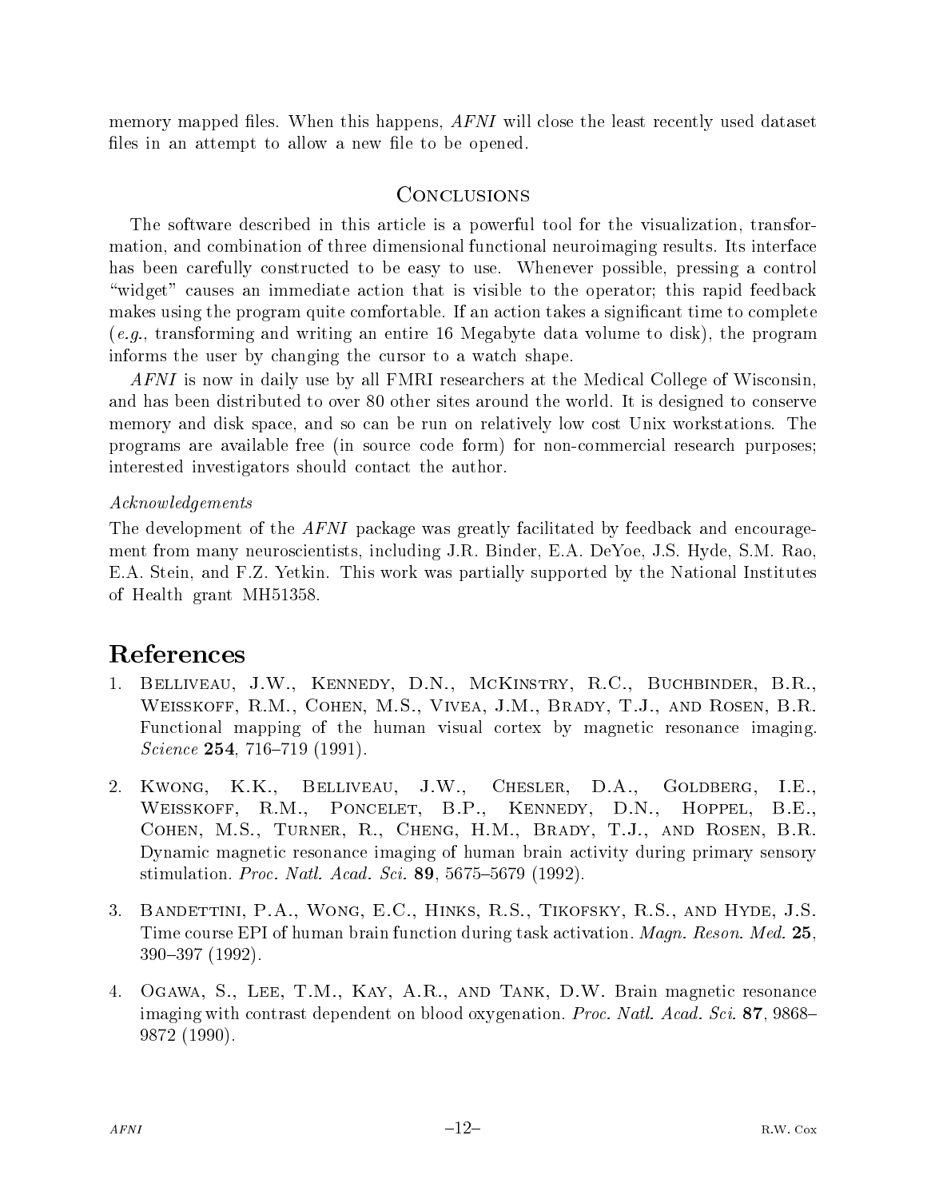memory mapped files. When this happens, *AFNI* will close the least recently used dataset files in an attempt to allow a new file to be opened.

## Conclusions

The software described in this article is a powerful tool for the visualization, transformation, and combination of three dimensional functional neuroimaging results. Its interface has been carefully constructed to be easy to use. Whenever possible, pressing a control "widget" causes an immediate action that is visible to the operator; this rapid feedback makes using the program quite comfortable. If an action takes a significant time to complete (*e.g.*, transforming and writing an entire 16 Megabyte data volume to disk), the program informs the user by changing the cursor to a watch shape.

*AFNI* is now in daily use by all FMRI researchers at the Medical College of Wisconsin, and has been distributed to over 80 other sites around the world. It is designed to conserve memory and disk space, and so can be run on relatively low cost Unix workstations. The programs are available free (in source code form) for non-commercial research purposes; interested investigators should contact the author.

*Acknowledgements*

The development of the *AFNI* package was greatly facilitated by feedback and encouragement from many neuroscientists, including J.R. Binder, E.A. DeYoe, J.S. Hyde, S.M. Rao, E.A. Stein, and F.Z. Yetkin. This work was partially supported by the National Institutes of Health grant MH51358.

# References

1. Belliveau, J.W., Kennedy, D.N., McKinstry, R.C., Buchbinder, B.R., Weisskoff, R.M., Cohen, M.S., Vivea, J.M., Brady, T.J., and Rosen, B.R. Functional mapping of the human visual cortex by magnetic resonance imaging. *Science* **254**, 716–719 (1991).

2. Kwong, K.K., Belliveau, J.W., Chesler, D.A., Goldberg, I.E., Weisskoff, R.M., Poncelet, B.P., Kennedy, D.N., Hoppel, B.E., Cohen, M.S., Turner, R., Cheng, H.M., Brady, T.J., and Rosen, B.R. Dynamic magnetic resonance imaging of human brain activity during primary sensory stimulation. *Proc. Natl. Acad. Sci.* **89**, 5675–5679 (1992).

3. Bandettini, P.A., Wong, E.C., Hinks, R.S., Tikofsky, R.S., and Hyde, J.S. Time course EPI of human brain function during task activation. *Magn. Reson. Med.* **25**, 390–397 (1992).

4. Ogawa, S., Lee, T.M., Kay, A.R., and Tank, D.W. Brain magnetic resonance imaging with contrast dependent on blood oxygenation. *Proc. Natl. Acad. Sci.* **87**, 9868–9872 (1990).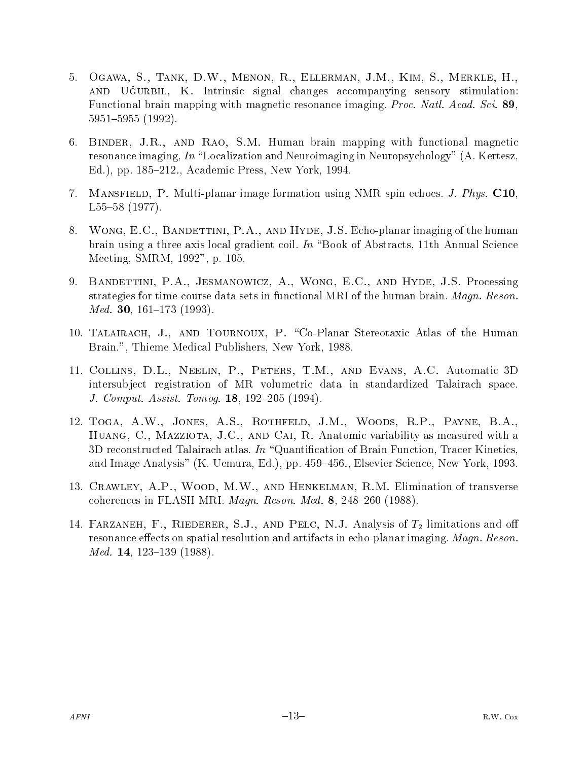5. Ogawa, S., Tank, D.W., Menon, R., Ellerman, J.M., Kim, S., Merkle, H., and Uğurbil, K. Intrinsic signal changes accompanying sensory stimulation: Functional brain mapping with magnetic resonance imaging. *Proc. Natl. Acad. Sci.* **89**, 5951–5955 (1992).

6. Binder, J.R., and Rao, S.M. Human brain mapping with functional magnetic resonance imaging, *In* "Localization and Neuroimaging in Neuropsychology" (A. Kertesz, Ed.), pp. 185–212., Academic Press, New York, 1994.

7. Mansfield, P. Multi-planar image formation using NMR spin echoes. *J. Phys.* **C10**, L55–58 (1977).

8. Wong, E.C., Bandettini, P.A., and Hyde, J.S. Echo-planar imaging of the human brain using a three axis local gradient coil. *In* "Book of Abstracts, 11th Annual Science Meeting, SMRM, 1992", p. 105.

9. Bandettini, P.A., Jesmanowicz, A., Wong, E.C., and Hyde, J.S. Processing strategies for time-course data sets in functional MRI of the human brain. *Magn. Reson. Med.* **30**, 161–173 (1993).

10. Talairach, J., and Tournoux, P. "Co-Planar Stereotaxic Atlas of the Human Brain.", Thieme Medical Publishers, New York, 1988.

11. Collins, D.L., Neelin, P., Peters, T.M., and Evans, A.C. Automatic 3D intersubject registration of MR volumetric data in standardized Talairach space. *J. Comput. Assist. Tomog.* **18**, 192–205 (1994).

12. Toga, A.W., Jones, A.S., Rothfeld, J.M., Woods, R.P., Payne, B.A., Huang, C., Mazziota, J.C., and Cai, R. Anatomic variability as measured with a 3D reconstructed Talairach atlas. *In* "Quantification of Brain Function, Tracer Kinetics, and Image Analysis" (K. Uemura, Ed.), pp. 459–456., Elsevier Science, New York, 1993.

13. Crawley, A.P., Wood, M.W., and Henkelman, R.M. Elimination of transverse coherences in FLASH MRI. *Magn. Reson. Med.* **8**, 248–260 (1988).

14. Farzaneh, F., Riederer, S.J., and Pelc, N.J. Analysis of $T_2$ limitations and off resonance effects on spatial resolution and artifacts in echo-planar imaging. *Magn. Reson. Med.* **14**, 123–139 (1988).